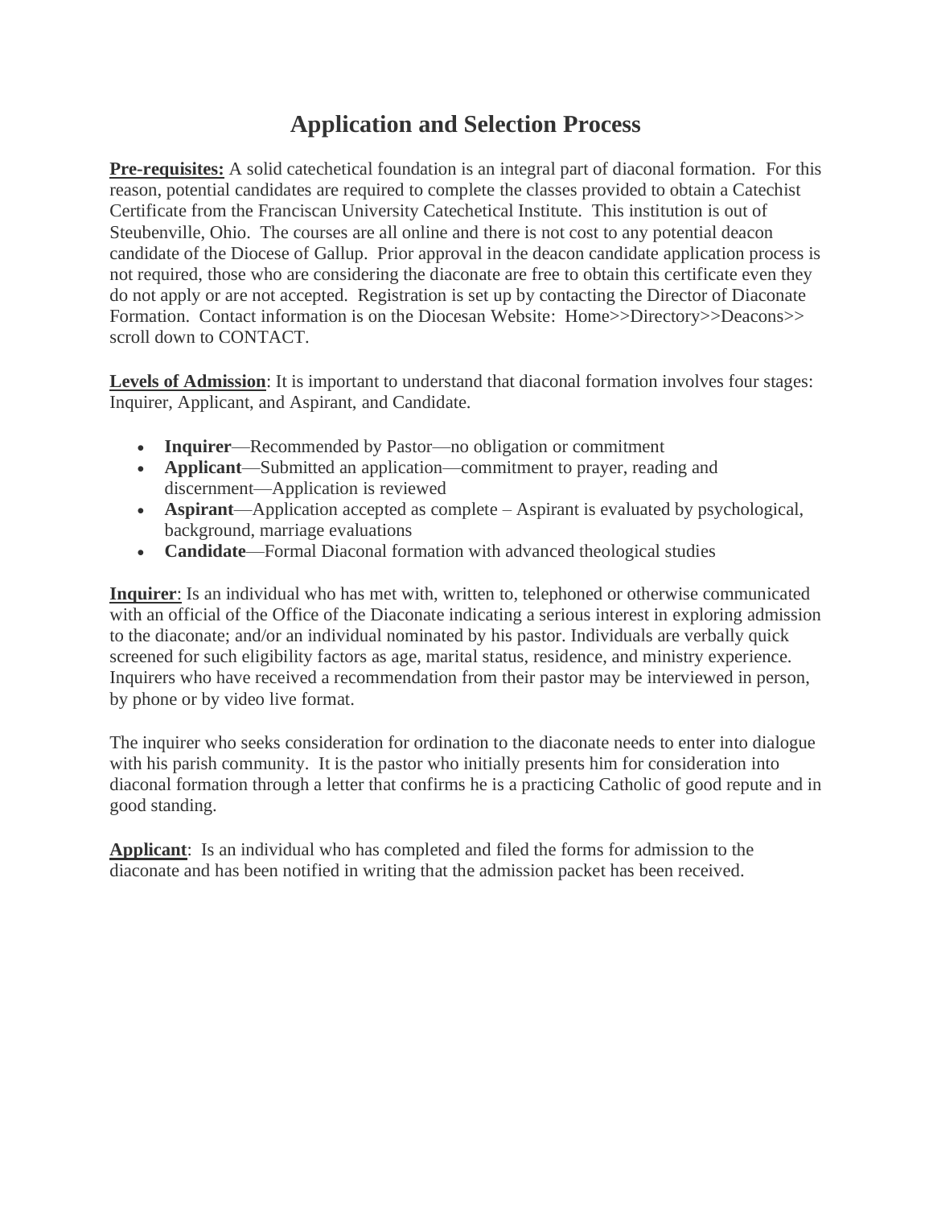# Application and Selection Process

**Pre-requisites:** A solid catechetical foundation is an integral part of diaconal formation. For this reason, potential candidates are required to complete the classes provided to obtain a Catechist Certificate from the Franciscan University Catechetical Institute. This institution is out of Steubenville, Ohio. The courses are all online and there is not cost to any potential deacon candidate of the Diocese of Gallup. Prior approval in the deacon candidate application process is not required, those who are considering the diaconate are free to obtain this certificate even they do not apply or are not accepted. Registration is set up by contacting the Director of Diaconate Formation. Contact information is on the Diocesan Website: Home>>Directory>>Deacons>> scroll down to CONTACT.

**Levels of Admission**: It is important to understand that diaconal formation involves four stages: Inquirer, Applicant, and Aspirant, and Candidate.

- **Inquirer**—Recommended by Pastor—no obligation or commitment
- **Applicant**—Submitted an application—commitment to prayer, reading and discernment—Application is reviewed
- **Aspirant**—Application accepted as complete – Aspirant is evaluated by psychological, background, marriage evaluations
- **Candidate**—Formal Diaconal formation with advanced theological studies

**Inquirer**: Is an individual who has met with, written to, telephoned or otherwise communicated with an official of the Office of the Diaconate indicating a serious interest in exploring admission to the diaconate; and/or an individual nominated by his pastor. Individuals are verbally quick screened for such eligibility factors as age, marital status, residence, and ministry experience. Inquirers who have received a recommendation from their pastor may be interviewed in person, by phone or by video live format.

The inquirer who seeks consideration for ordination to the diaconate needs to enter into dialogue with his parish community. It is the pastor who initially presents him for consideration into diaconal formation through a letter that confirms he is a practicing Catholic of good repute and in good standing.

**Applicant**: Is an individual who has completed and filed the forms for admission to the diaconate and has been notified in writing that the admission packet has been received.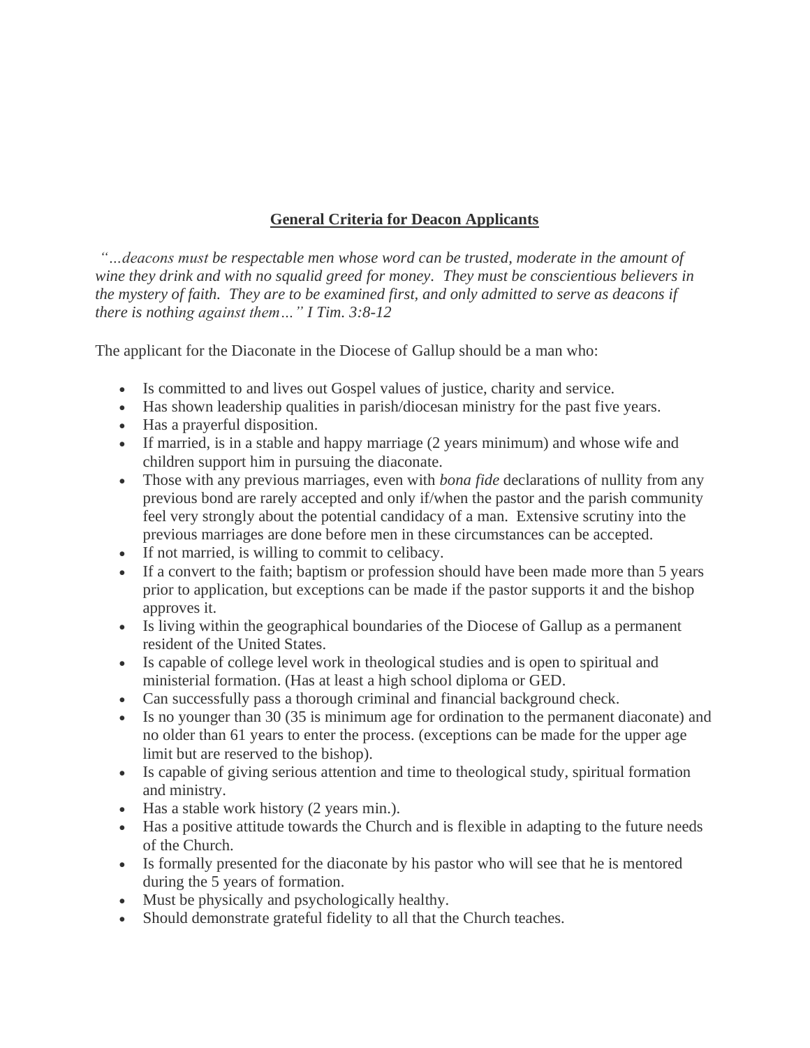**General Criteria for Deacon Applicants**

*"…deacons must be respectable men whose word can be trusted, moderate in the amount of wine they drink and with no squalid greed for money. They must be conscientious believers in the mystery of faith. They are to be examined first, and only admitted to serve as deacons if there is nothing against them…" I Tim. 3:8-12*

The applicant for the Diaconate in the Diocese of Gallup should be a man who:

- Is committed to and lives out Gospel values of justice, charity and service.
- Has shown leadership qualities in parish/diocesan ministry for the past five years.
- Has a prayerful disposition.
- If married, is in a stable and happy marriage (2 years minimum) and whose wife and children support him in pursuing the diaconate.
- Those with any previous marriages, even with *bona fide* declarations of nullity from any previous bond are rarely accepted and only if/when the pastor and the parish community feel very strongly about the potential candidacy of a man. Extensive scrutiny into the previous marriages are done before men in these circumstances can be accepted.
- If not married, is willing to commit to celibacy.
- If a convert to the faith; baptism or profession should have been made more than 5 years prior to application, but exceptions can be made if the pastor supports it and the bishop approves it.
- Is living within the geographical boundaries of the Diocese of Gallup as a permanent resident of the United States.
- Is capable of college level work in theological studies and is open to spiritual and ministerial formation. (Has at least a high school diploma or GED.
- Can successfully pass a thorough criminal and financial background check.
- Is no younger than 30 (35 is minimum age for ordination to the permanent diaconate) and no older than 61 years to enter the process. (exceptions can be made for the upper age limit but are reserved to the bishop).
- Is capable of giving serious attention and time to theological study, spiritual formation and ministry.
- Has a stable work history (2 years min.).
- Has a positive attitude towards the Church and is flexible in adapting to the future needs of the Church.
- Is formally presented for the diaconate by his pastor who will see that he is mentored during the 5 years of formation.
- Must be physically and psychologically healthy.
- Should demonstrate grateful fidelity to all that the Church teaches.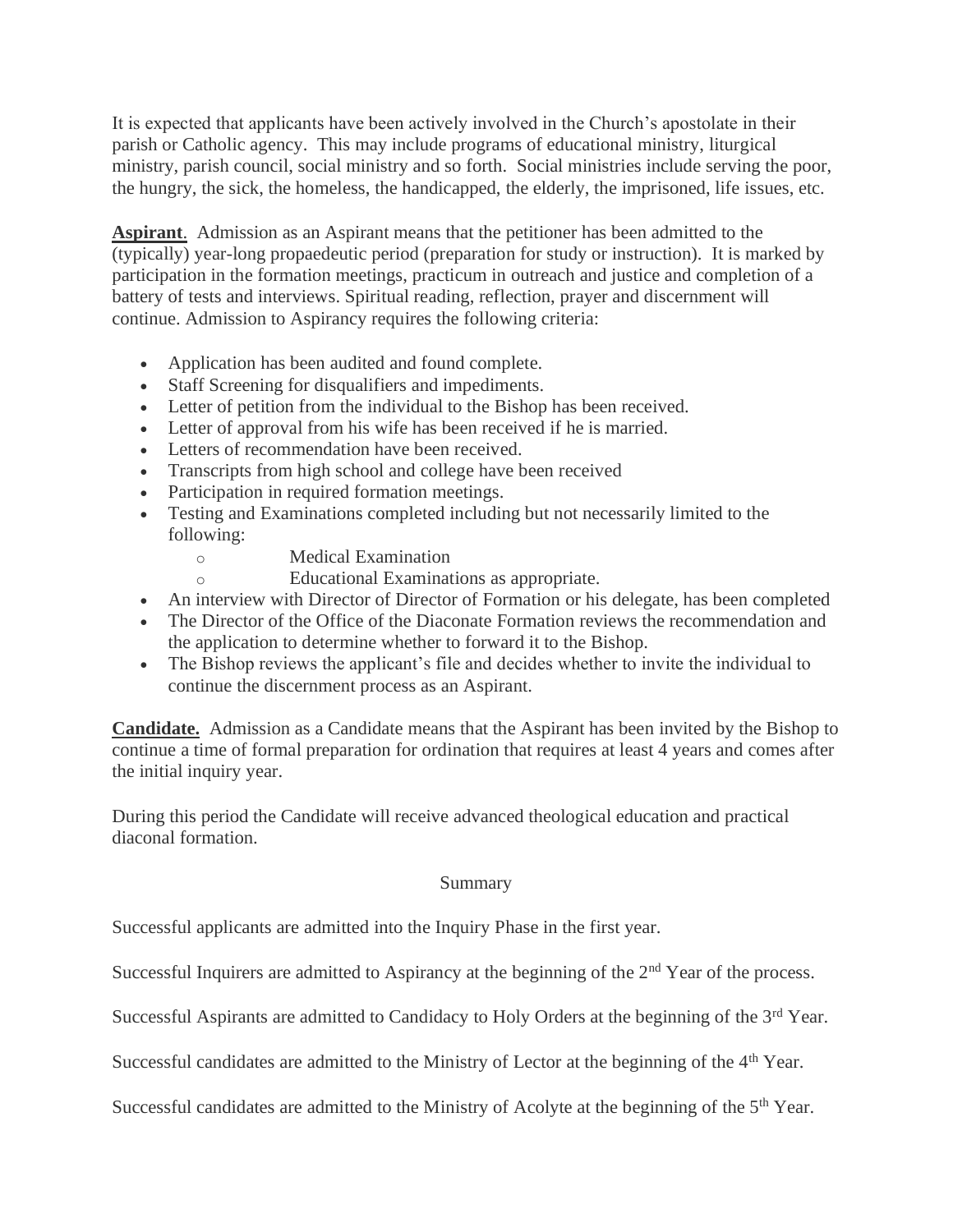It is expected that applicants have been actively involved in the Church's apostolate in their parish or Catholic agency. This may include programs of educational ministry, liturgical ministry, parish council, social ministry and so forth. Social ministries include serving the poor, the hungry, the sick, the homeless, the handicapped, the elderly, the imprisoned, life issues, etc.

**Aspirant**. Admission as an Aspirant means that the petitioner has been admitted to the (typically) year-long propaedeutic period (preparation for study or instruction). It is marked by participation in the formation meetings, practicum in outreach and justice and completion of a battery of tests and interviews. Spiritual reading, reflection, prayer and discernment will continue. Admission to Aspirancy requires the following criteria:

- Application has been audited and found complete.
- Staff Screening for disqualifiers and impediments.
- Letter of petition from the individual to the Bishop has been received.
- Letter of approval from his wife has been received if he is married.
- Letters of recommendation have been received.
- Transcripts from high school and college have been received
- Participation in required formation meetings.
- Testing and Examinations completed including but not necessarily limited to the following:
  - Medical Examination
  - Educational Examinations as appropriate.
- An interview with Director of Director of Formation or his delegate, has been completed
- The Director of the Office of the Diaconate Formation reviews the recommendation and the application to determine whether to forward it to the Bishop.
- The Bishop reviews the applicant's file and decides whether to invite the individual to continue the discernment process as an Aspirant.

**Candidate.** Admission as a Candidate means that the Aspirant has been invited by the Bishop to continue a time of formal preparation for ordination that requires at least 4 years and comes after the initial inquiry year.

During this period the Candidate will receive advanced theological education and practical diaconal formation.

Summary

Successful applicants are admitted into the Inquiry Phase in the first year.

Successful Inquirers are admitted to Aspirancy at the beginning of the 2nd Year of the process.

Successful Aspirants are admitted to Candidacy to Holy Orders at the beginning of the 3rd Year.

Successful candidates are admitted to the Ministry of Lector at the beginning of the 4th Year.

Successful candidates are admitted to the Ministry of Acolyte at the beginning of the 5th Year.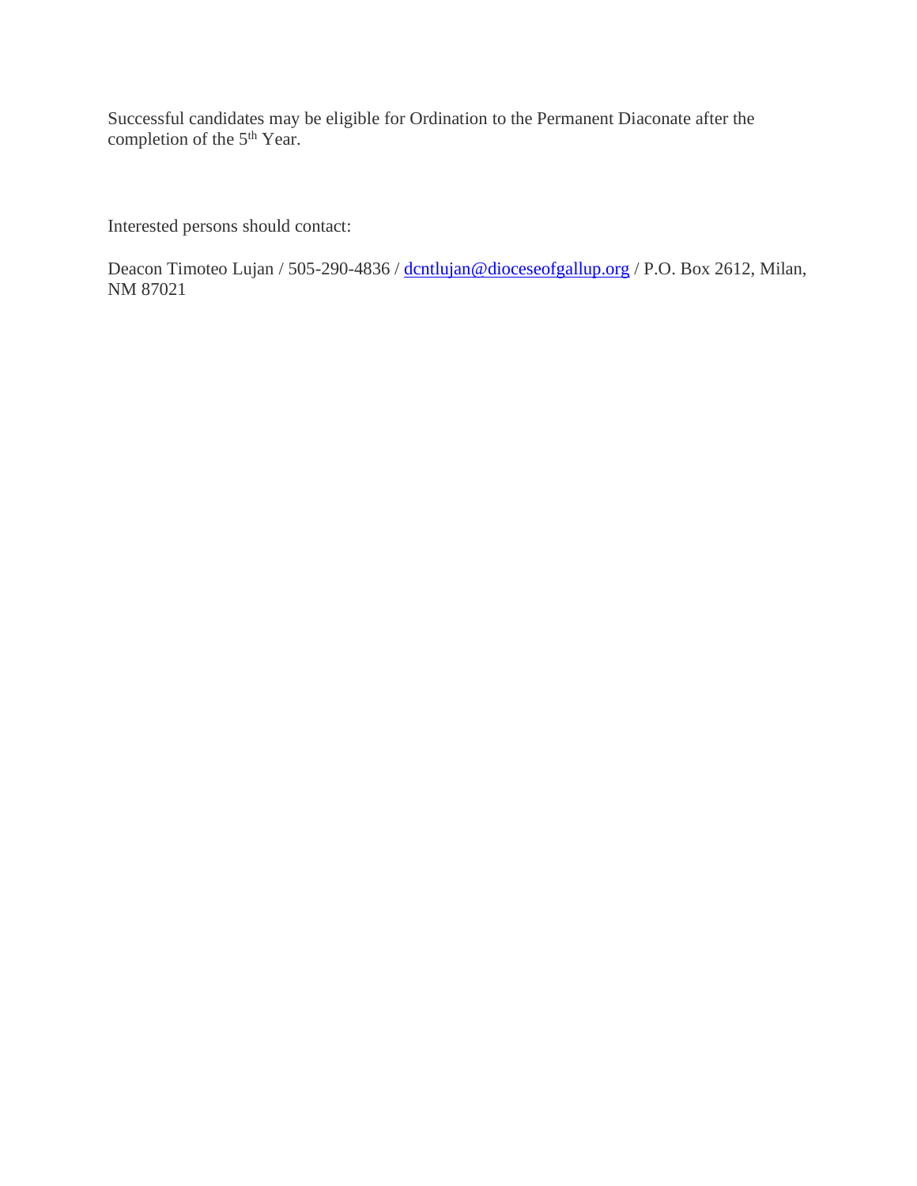Successful candidates may be eligible for Ordination to the Permanent Diaconate after the completion of the 5th Year.

Interested persons should contact:

Deacon Timoteo Lujan / 505-290-4836 / dcntlujan@dioceseofgallup.org / P.O. Box 2612, Milan, NM 87021